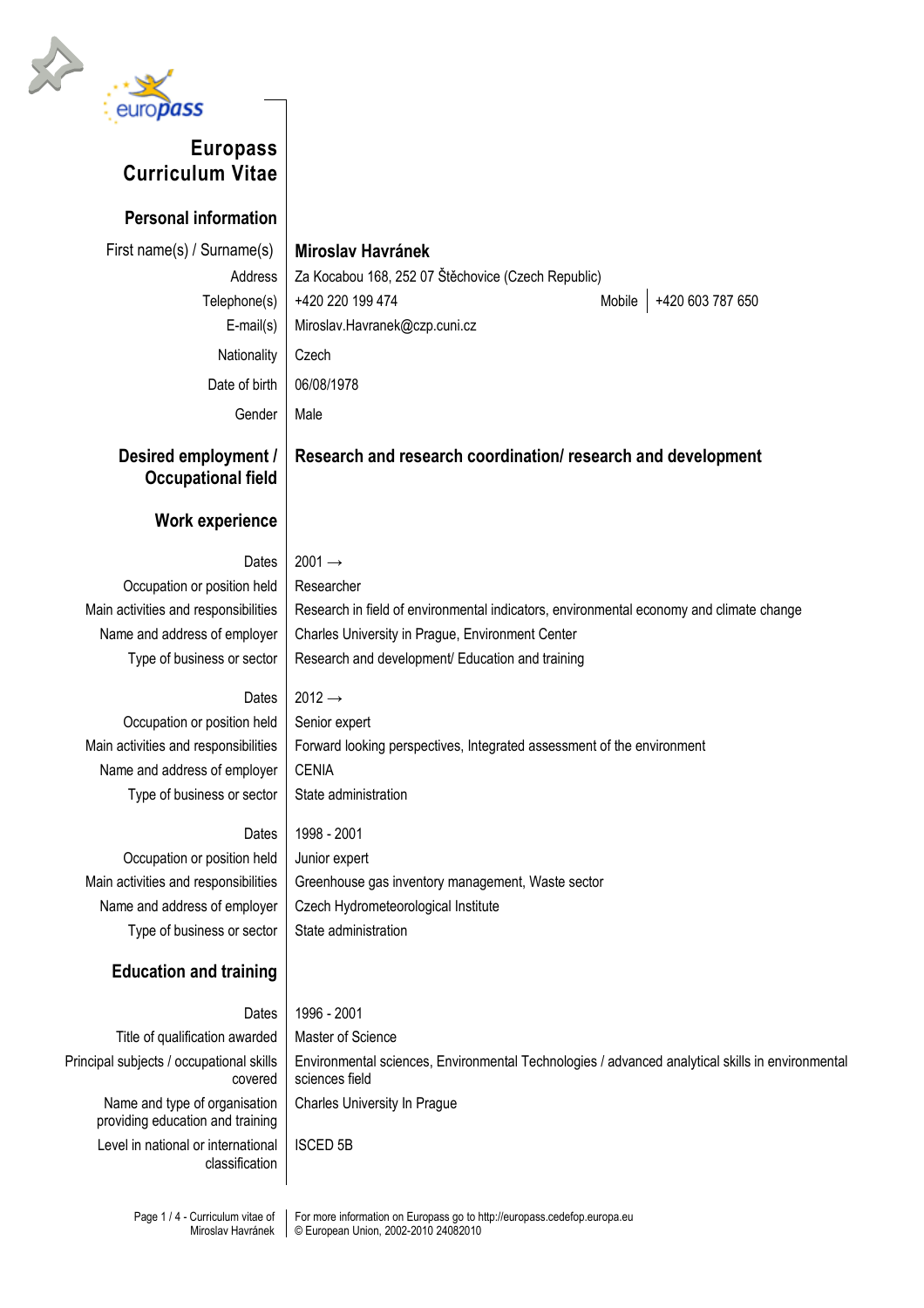# Europass Curriculum Vitae

## Personal information

| | |
|---|---|
| First name(s) / Surname(s) | **Miroslav Havránek** |
| Address | Za Kocabou 168, 252 07 Štěchovice (Czech Republic) |
| Telephone(s) | +420 220 199 474 — Mobile: +420 603 787 650 |
| E-mail(s) | Miroslav.Havranek@czp.cuni.cz |
| Nationality | Czech |
| Date of birth | 06/08/1978 |
| Gender | Male |

## Desired employment / Occupational field

**Research and research coordination/ research and development**

## Work experience

| | |
|---|---|
| Dates | 2001 → |
| Occupation or position held | Researcher |
| Main activities and responsibilities | Research in field of environmental indicators, environmental economy and climate change |
| Name and address of employer | Charles University in Prague, Environment Center |
| Type of business or sector | Research and development/ Education and training |

| | |
|---|---|
| Dates | 2012 → |
| Occupation or position held | Senior expert |
| Main activities and responsibilities | Forward looking perspectives, Integrated assessment of the environment |
| Name and address of employer | CENIA |
| Type of business or sector | State administration |

| | |
|---|---|
| Dates | 1998 - 2001 |
| Occupation or position held | Junior expert |
| Main activities and responsibilities | Greenhouse gas inventory management, Waste sector |
| Name and address of employer | Czech Hydrometeorological Institute |
| Type of business or sector | State administration |

## Education and training

| | |
|---|---|
| Dates | 1996 - 2001 |
| Title of qualification awarded | Master of Science |
| Principal subjects / occupational skills covered | Environmental sciences, Environmental Technologies / advanced analytical skills in environmental sciences field |
| Name and type of organisation providing education and training | Charles University In Prague |
| Level in national or international classification | ISCED 5B |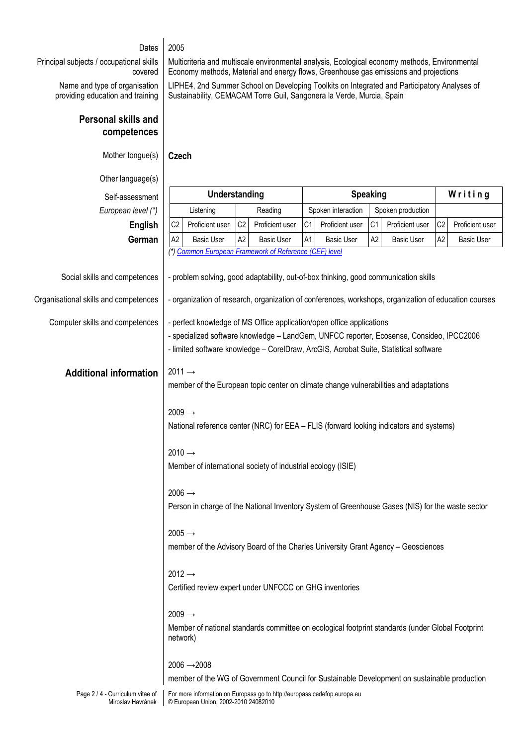Dates: 2005

Principal subjects / occupational skills covered: Multicriteria and multiscale environmental analysis, Ecological economy methods, Environmental Economy methods, Material and energy flows, Greenhouse gas emissions and projections

Name and type of organisation providing education and training: LIPHE4, 2nd Summer School on Developing Toolkits on Integrated and Participatory Analyses of Sustainability, CEMACAM Torre Guil, Sangonera la Verde, Murcia, Spain

## Personal skills and competences

Mother tongue(s): **Czech**

Other language(s)

| Self-assessment | Understanding | | | | Speaking | | | | Writing | |
|---|---|---|---|---|---|---|---|---|---|---|
| *European level (\*)* | Listening | | Reading | | Spoken interaction | | Spoken production | | | |
| **English** | C2 | Proficient user | C2 | Proficient user | C1 | Proficient user | C1 | Proficient user | C2 | Proficient user |
| **German** | A2 | Basic User | A2 | Basic User | A1 | Basic User | A2 | Basic User | A2 | Basic User |

*(\*) Common European Framework of Reference (CEF) level*

Social skills and competences: - problem solving, good adaptability, out-of-box thinking, good communication skills

Organisational skills and competences: - organization of research, organization of conferences, workshops, organization of education courses

Computer skills and competences:
- perfect knowledge of MS Office application/open office applications
- specialized software knowledge – LandGem, UNFCC reporter, Ecosense, Consideo, IPCC2006
- limited software knowledge – CorelDraw, ArcGIS, Acrobat Suite, Statistical software

## Additional information

2011 →
member of the European topic center on climate change vulnerabilities and adaptations

2009 →
National reference center (NRC) for EEA – FLIS (forward looking indicators and systems)

2010 →
Member of international society of industrial ecology (ISIE)

2006 →
Person in charge of the National Inventory System of Greenhouse Gases (NIS) for the waste sector

2005 →
member of the Advisory Board of the Charles University Grant Agency – Geosciences

2012 →
Certified review expert under UNFCCC on GHG inventories

2009 →
Member of national standards committee on ecological footprint standards (under Global Footprint network)

2006 →2008
member of the WG of Government Council for Sustainable Development on sustainable production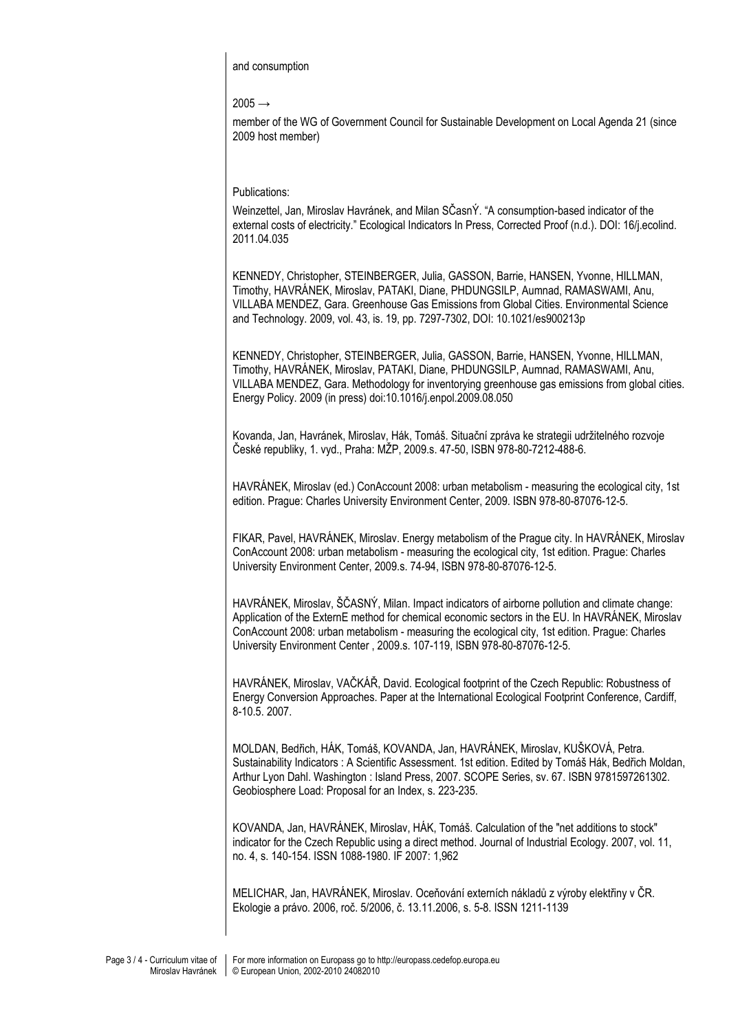and consumption

2005 →

member of the WG of Government Council for Sustainable Development on Local Agenda 21 (since 2009 host member)

Publications:

Weinzettel, Jan, Miroslav Havránek, and Milan SČasnÝ. "A consumption-based indicator of the external costs of electricity." Ecological Indicators In Press, Corrected Proof (n.d.). DOI: 16/j.ecolind. 2011.04.035

KENNEDY, Christopher, STEINBERGER, Julia, GASSON, Barrie, HANSEN, Yvonne, HILLMAN, Timothy, HAVRÁNEK, Miroslav, PATAKI, Diane, PHDUNGSILP, Aumnad, RAMASWAMI, Anu, VILLABA MENDEZ, Gara. Greenhouse Gas Emissions from Global Cities. Environmental Science and Technology. 2009, vol. 43, is. 19, pp. 7297-7302, DOI: 10.1021/es900213p

KENNEDY, Christopher, STEINBERGER, Julia, GASSON, Barrie, HANSEN, Yvonne, HILLMAN, Timothy, HAVRÁNEK, Miroslav, PATAKI, Diane, PHDUNGSILP, Aumnad, RAMASWAMI, Anu, VILLABA MENDEZ, Gara. Methodology for inventorying greenhouse gas emissions from global cities. Energy Policy. 2009 (in press) doi:10.1016/j.enpol.2009.08.050

Kovanda, Jan, Havránek, Miroslav, Hák, Tomáš. Situační zpráva ke strategii udržitelného rozvoje České republiky, 1. vyd., Praha: MŽP, 2009.s. 47-50, ISBN 978-80-7212-488-6.

HAVRÁNEK, Miroslav (ed.) ConAccount 2008: urban metabolism - measuring the ecological city, 1st edition. Prague: Charles University Environment Center, 2009. ISBN 978-80-87076-12-5.

FIKAR, Pavel, HAVRÁNEK, Miroslav. Energy metabolism of the Prague city. In HAVRÁNEK, Miroslav ConAccount 2008: urban metabolism - measuring the ecological city, 1st edition. Prague: Charles University Environment Center, 2009.s. 74-94, ISBN 978-80-87076-12-5.

HAVRÁNEK, Miroslav, ŠČASNÝ, Milan. Impact indicators of airborne pollution and climate change: Application of the ExternE method for chemical economic sectors in the EU. In HAVRÁNEK, Miroslav ConAccount 2008: urban metabolism - measuring the ecological city, 1st edition. Prague: Charles University Environment Center , 2009.s. 107-119, ISBN 978-80-87076-12-5.

HAVRÁNEK, Miroslav, VAČKÁŘ, David. Ecological footprint of the Czech Republic: Robustness of Energy Conversion Approaches. Paper at the International Ecological Footprint Conference, Cardiff, 8-10.5. 2007.

MOLDAN, Bedřich, HÁK, Tomáš, KOVANDA, Jan, HAVRÁNEK, Miroslav, KUŠKOVÁ, Petra. Sustainability Indicators : A Scientific Assessment. 1st edition. Edited by Tomáš Hák, Bedřich Moldan, Arthur Lyon Dahl. Washington : Island Press, 2007. SCOPE Series, sv. 67. ISBN 9781597261302. Geobiosphere Load: Proposal for an Index, s. 223-235.

KOVANDA, Jan, HAVRÁNEK, Miroslav, HÁK, Tomáš. Calculation of the "net additions to stock" indicator for the Czech Republic using a direct method. Journal of Industrial Ecology. 2007, vol. 11, no. 4, s. 140-154. ISSN 1088-1980. IF 2007: 1,962

MELICHAR, Jan, HAVRÁNEK, Miroslav. Oceňování externích nákladů z výroby elektřiny v ČR. Ekologie a právo. 2006, roč. 5/2006, č. 13.11.2006, s. 5-8. ISSN 1211-1139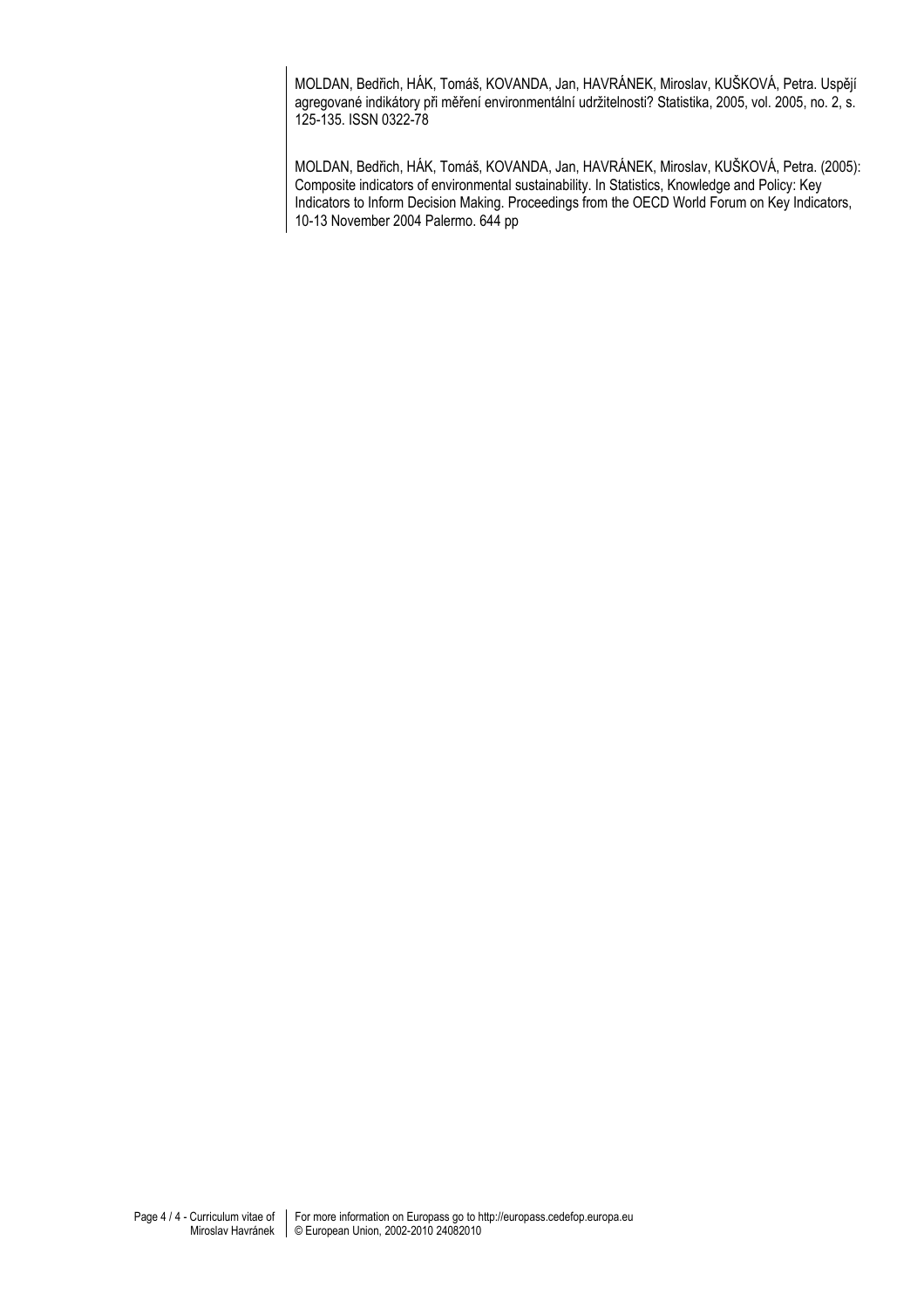MOLDAN, Bedřich, HÁK, Tomáš, KOVANDA, Jan, HAVRÁNEK, Miroslav, KUŠKOVÁ, Petra. Uspějí agregované indikátory při měření environmentální udržitelnosti? Statistika, 2005, vol. 2005, no. 2, s. 125-135. ISSN 0322-78

MOLDAN, Bedřich, HÁK, Tomáš, KOVANDA, Jan, HAVRÁNEK, Miroslav, KUŠKOVÁ, Petra. (2005): Composite indicators of environmental sustainability. In Statistics, Knowledge and Policy: Key Indicators to Inform Decision Making. Proceedings from the OECD World Forum on Key Indicators, 10-13 November 2004 Palermo. 644 pp